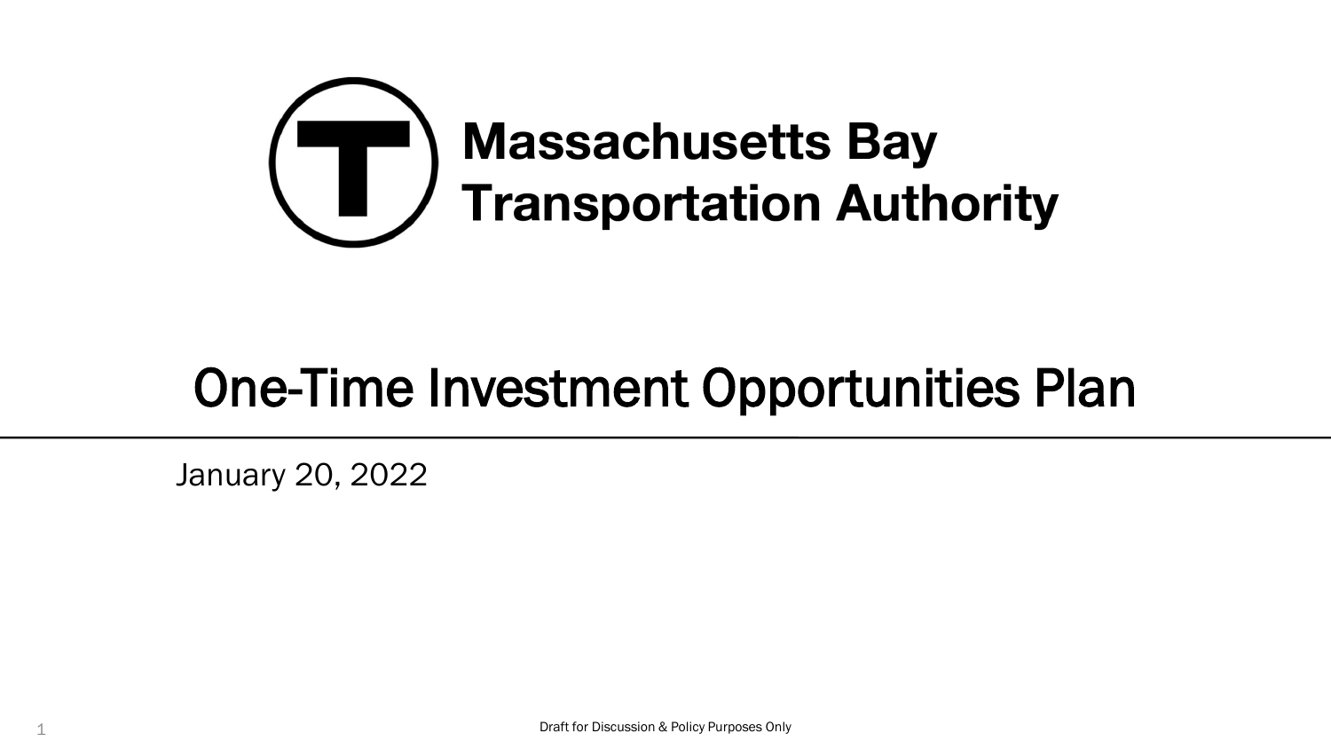**Massachusetts Bay Transportation Authority**

# One-Time Investment Opportunities Plan

January 20, 2022

Draft for Discussion & Policy Purposes Only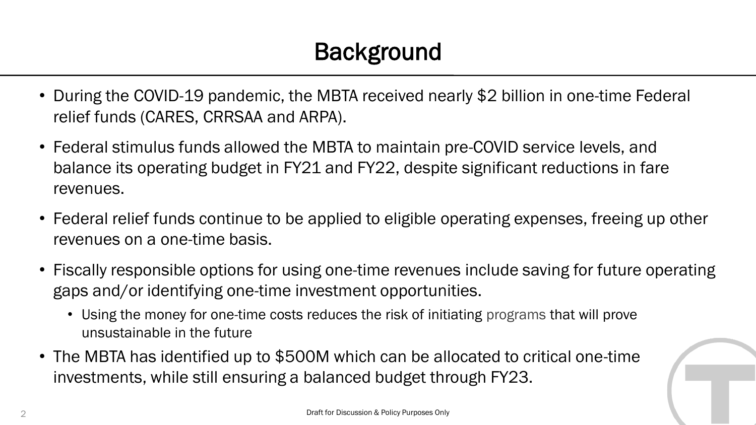# Background

- During the COVID-19 pandemic, the MBTA received nearly $2 billion in one-time Federal relief funds (CARES, CRRSAA and ARPA).
- Federal stimulus funds allowed the MBTA to maintain pre-COVID service levels, and balance its operating budget in FY21 and FY22, despite significant reductions in fare revenues.
- Federal relief funds continue to be applied to eligible operating expenses, freeing up other revenues on a one-time basis.
- Fiscally responsible options for using one-time revenues include saving for future operating gaps and/or identifying one-time investment opportunities.
  - Using the money for one-time costs reduces the risk of initiating programs that will prove unsustainable in the future
- The MBTA has identified up to $500M which can be allocated to critical one-time investments, while still ensuring a balanced budget through FY23.

Draft for Discussion & Policy Purposes Only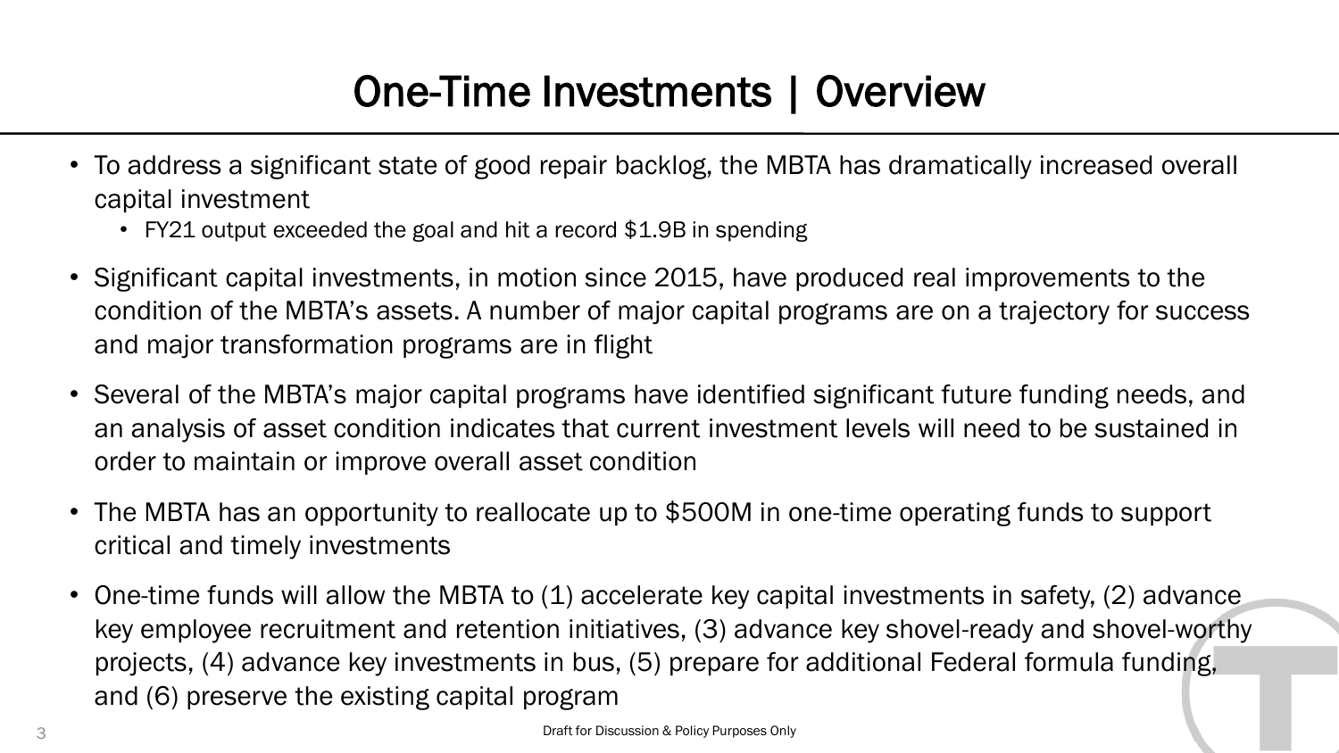# One-Time Investments | Overview

- To address a significant state of good repair backlog, the MBTA has dramatically increased overall capital investment
  - FY21 output exceeded the goal and hit a record $1.9B in spending
- Significant capital investments, in motion since 2015, have produced real improvements to the condition of the MBTA's assets. A number of major capital programs are on a trajectory for success and major transformation programs are in flight
- Several of the MBTA's major capital programs have identified significant future funding needs, and an analysis of asset condition indicates that current investment levels will need to be sustained in order to maintain or improve overall asset condition
- The MBTA has an opportunity to reallocate up to $500M in one-time operating funds to support critical and timely investments
- One-time funds will allow the MBTA to (1) accelerate key capital investments in safety, (2) advance key employee recruitment and retention initiatives, (3) advance key shovel-ready and shovel-worthy projects, (4) advance key investments in bus, (5) prepare for additional Federal formula funding, and (6) preserve the existing capital program

Draft for Discussion & Policy Purposes Only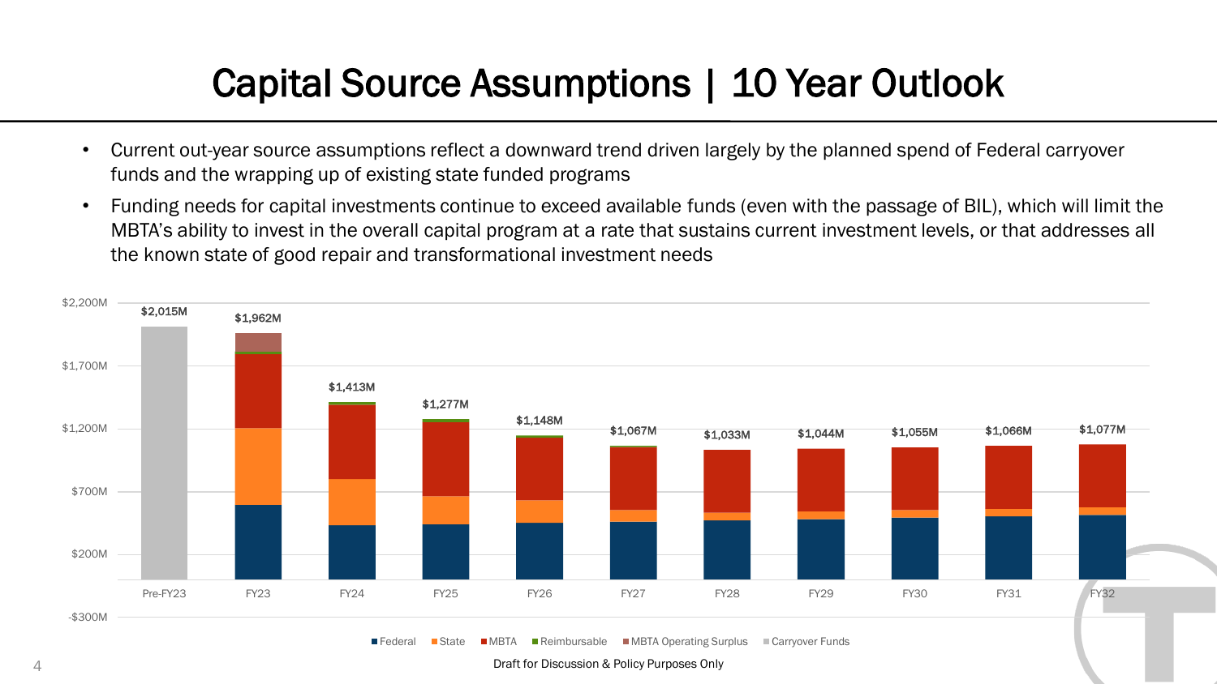# Capital Source Assumptions | 10 Year Outlook

- Current out-year source assumptions reflect a downward trend driven largely by the planned spend of Federal carryover funds and the wrapping up of existing state funded programs
- Funding needs for capital investments continue to exceed available funds (even with the passage of BIL), which will limit the MBTA's ability to invest in the overall capital program at a rate that sustains current investment levels, or that addresses all the known state of good repair and transformational investment needs

| Pre-FY23 | FY23 | FY24 | FY25 | FY26 | FY27 | FY28 | FY29 | FY30 | FY31 | FY32 |
|---|---|---|---|---|---|---|---|---|---|---|
| $2,015M | $1,962M | $1,413M | $1,277M | $1,148M | $1,067M | $1,033M | $1,044M | $1,055M | $1,066M | $1,077M |

Legend: Federal, State, MBTA, Reimbursable, MBTA Operating Surplus, Carryover Funds

Draft for Discussion & Policy Purposes Only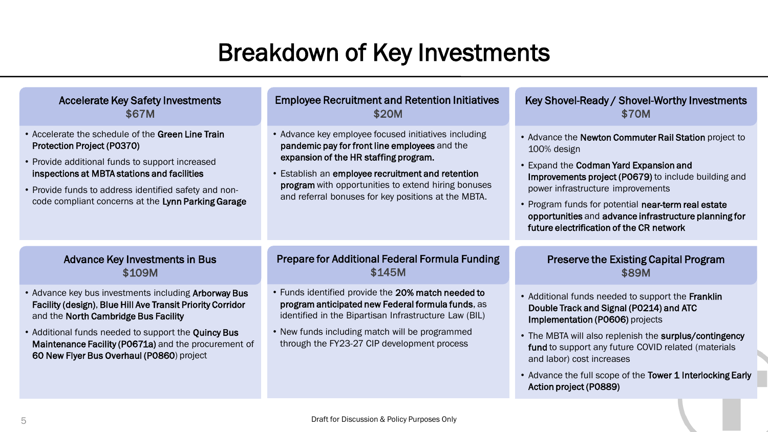# Breakdown of Key Investments

## Accelerate Key Safety Investments
## $67M

- Accelerate the schedule of the **Green Line Train Protection Project (P0370)**
- Provide additional funds to support increased **inspections at MBTA stations and facilities**
- Provide funds to address identified safety and non-code compliant concerns at the **Lynn Parking Garage**

## Employee Recruitment and Retention Initiatives
## $20M

- Advance key employee focused initiatives including **pandemic pay for front line employees** and the **expansion of the HR staffing program.**
- Establish an **employee recruitment and retention program** with opportunities to extend hiring bonuses and referral bonuses for key positions at the MBTA.

## Key Shovel-Ready / Shovel-Worthy Investments
## $70M

- Advance the **Newton Commuter Rail Station** project to 100% design
- Expand the **Codman Yard Expansion and Improvements project (P0679)** to include building and power infrastructure improvements
- Program funds for potential **near-term real estate opportunities** and **advance infrastructure planning for future electrification of the CR network**

## Advance Key Investments in Bus
## $109M

- Advance key bus investments including **Arborway Bus Facility (design)**, **Blue Hill Ave Transit Priority Corridor** and the **North Cambridge Bus Facility**
- Additional funds needed to support the **Quincy Bus Maintenance Facility (P0671a)** and the procurement of **60 New Flyer Bus Overhaul (P0860)** project

## Prepare for Additional Federal Formula Funding
## $145M

- Funds identified provide the **20% match needed to program anticipated new Federal formula funds**, as identified in the Bipartisan Infrastructure Law (BIL)
- New funds including match will be programmed through the FY23-27 CIP development process

## Preserve the Existing Capital Program
## $89M

- Additional funds needed to support the **Franklin Double Track and Signal (P0214) and ATC Implementation (P0606)** projects
- The MBTA will also replenish the **surplus/contingency fund** to support any future COVID related (materials and labor) cost increases
- Advance the full scope of the **Tower 1 Interlocking Early Action project (P0889)**

Draft for Discussion & Policy Purposes Only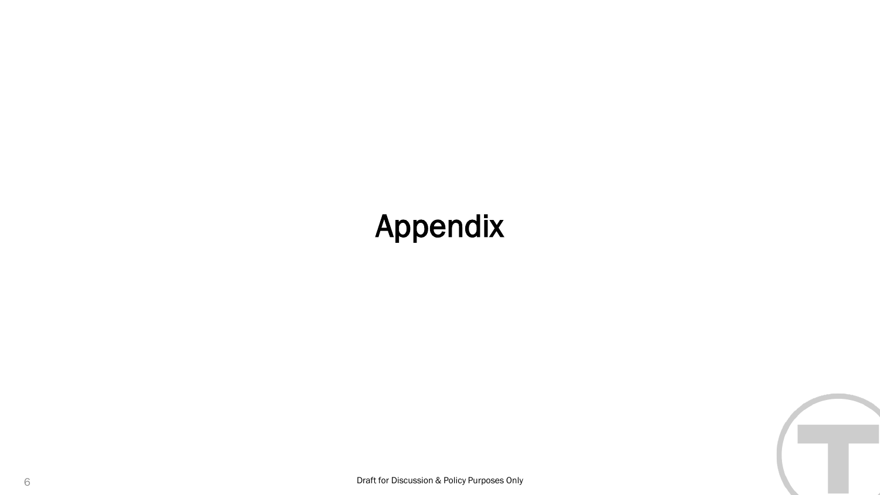# Appendix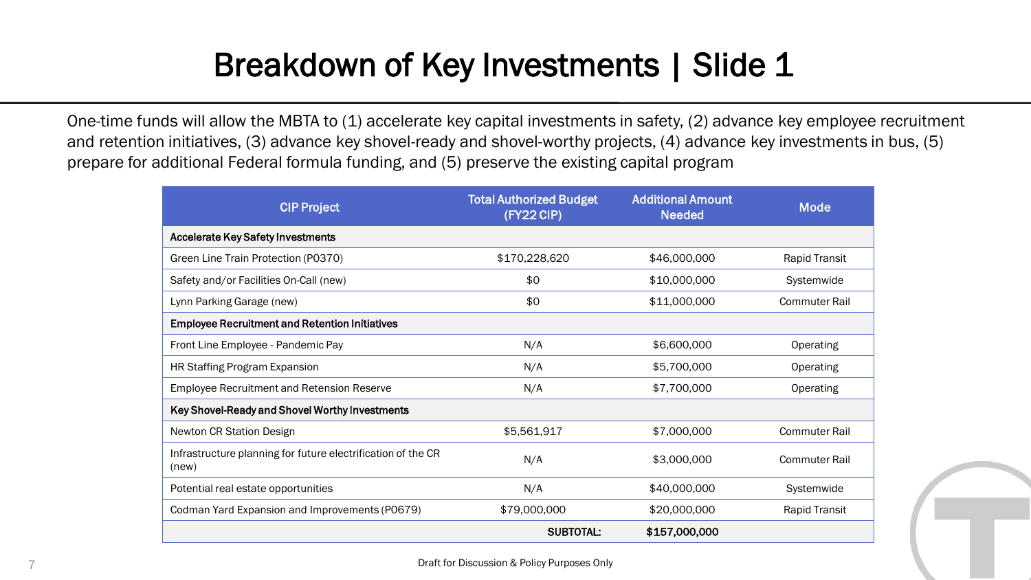# Breakdown of Key Investments | Slide 1

One-time funds will allow the MBTA to (1) accelerate key capital investments in safety, (2) advance key employee recruitment and retention initiatives, (3) advance key shovel-ready and shovel-worthy projects, (4) advance key investments in bus, (5) prepare for additional Federal formula funding, and (5) preserve the existing capital program

| CIP Project | Total Authorized Budget (FY22 CIP) | Additional Amount Needed | Mode |
|---|---|---|---|
| **Accelerate Key Safety Investments** | | | |
| Green Line Train Protection (P0370) | $170,228,620 | $46,000,000 | Rapid Transit |
| Safety and/or Facilities On-Call (new) | $0 | $10,000,000 | Systemwide |
| Lynn Parking Garage (new) | $0 | $11,000,000 | Commuter Rail |
| **Employee Recruitment and Retention Initiatives** | | | |
| Front Line Employee - Pandemic Pay | N/A | $6,600,000 | Operating |
| HR Staffing Program Expansion | N/A | $5,700,000 | Operating |
| Employee Recruitment and Retension Reserve | N/A | $7,700,000 | Operating |
| **Key Shovel-Ready and Shovel Worthy Investments** | | | |
| Newton CR Station Design | $5,561,917 | $7,000,000 | Commuter Rail |
| Infrastructure planning for future electrification of the CR (new) | N/A | $3,000,000 | Commuter Rail |
| Potential real estate opportunities | N/A | $40,000,000 | Systemwide |
| Codman Yard Expansion and Improvements (P0679) | $79,000,000 | $20,000,000 | Rapid Transit |
| | **SUBTOTAL:** | **$157,000,000** | |

Draft for Discussion & Policy Purposes Only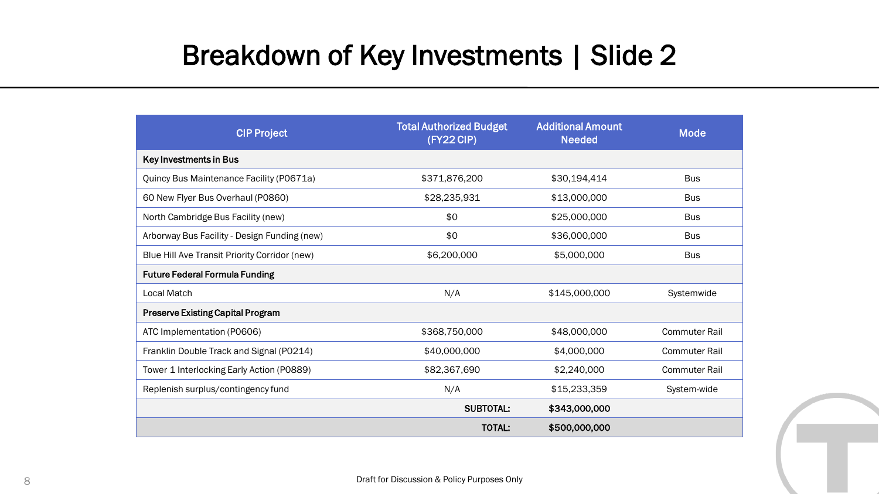# Breakdown of Key Investments | Slide 2

| CIP Project | Total Authorized Budget (FY22 CIP) | Additional Amount Needed | Mode |
|---|---|---|---|
| **Key Investments in Bus** | | | |
| Quincy Bus Maintenance Facility (P0671a) | $371,876,200 | $30,194,414 | Bus |
| 60 New Flyer Bus Overhaul (P0860) | $28,235,931 | $13,000,000 | Bus |
| North Cambridge Bus Facility (new) | $0 | $25,000,000 | Bus |
| Arborway Bus Facility - Design Funding (new) | $0 | $36,000,000 | Bus |
| Blue Hill Ave Transit Priority Corridor (new) | $6,200,000 | $5,000,000 | Bus |
| **Future Federal Formula Funding** | | | |
| Local Match | N/A | $145,000,000 | Systemwide |
| **Preserve Existing Capital Program** | | | |
| ATC Implementation (P0606) | $368,750,000 | $48,000,000 | Commuter Rail |
| Franklin Double Track and Signal (P0214) | $40,000,000 | $4,000,000 | Commuter Rail |
| Tower 1 Interlocking Early Action (P0889) | $82,367,690 | $2,240,000 | Commuter Rail |
| Replenish surplus/contingency fund | N/A | $15,233,359 | System-wide |
| | **SUBTOTAL:** | **$343,000,000** | |
| | **TOTAL:** | **$500,000,000** | |

Draft for Discussion & Policy Purposes Only